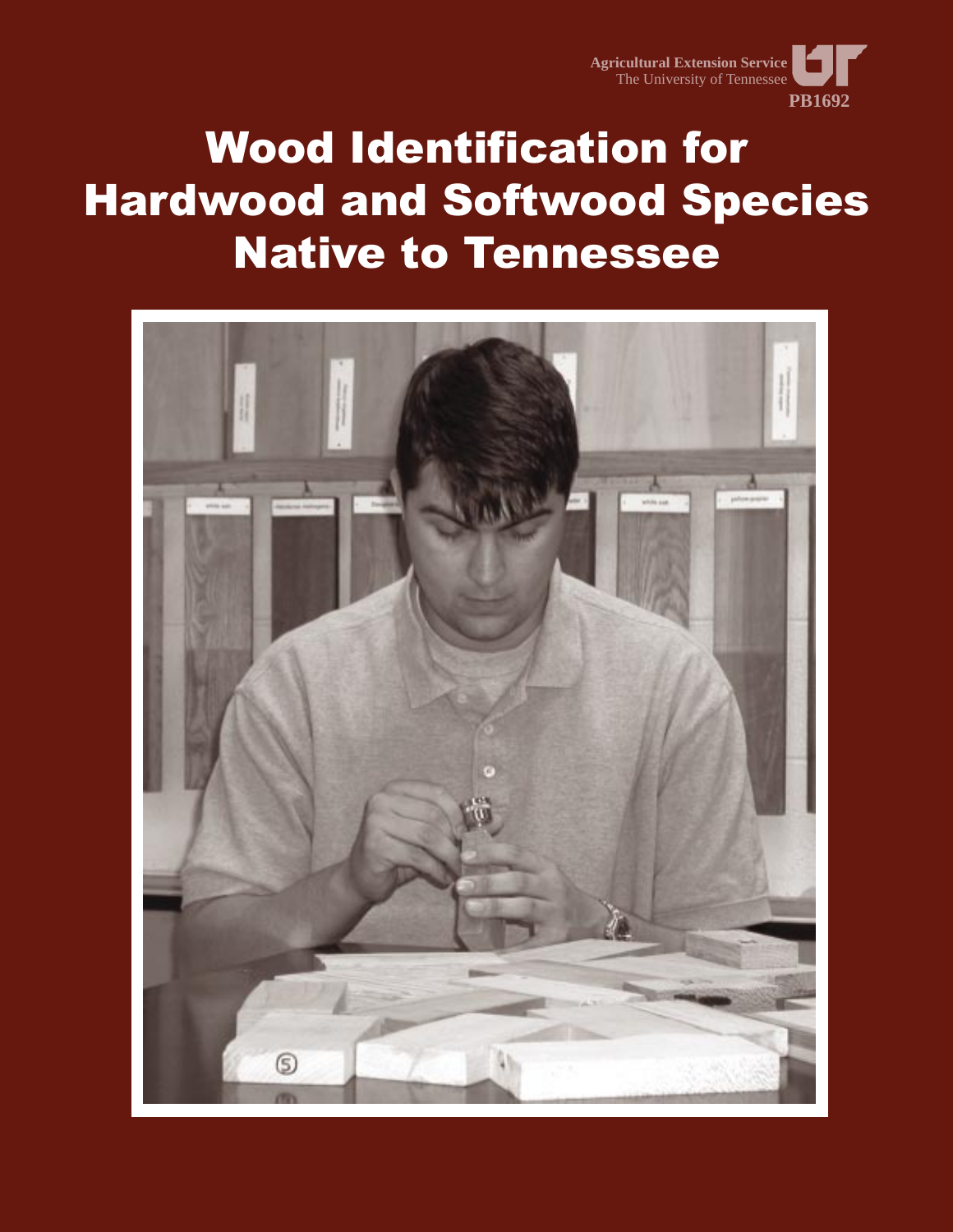Agricultural Extension Service
The University of Tennessee

PB1692

# Wood Identification for Hardwood and Softwood Species Native to Tennessee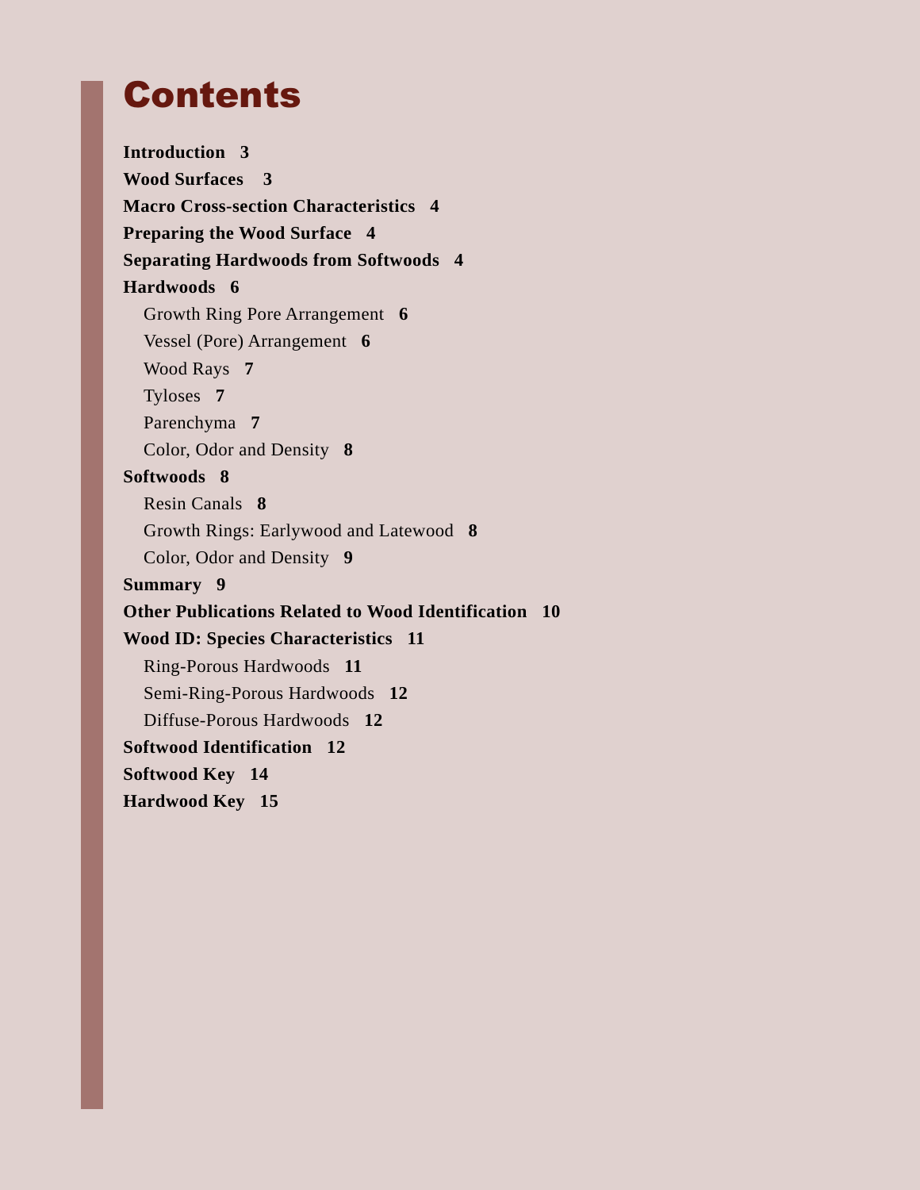# Contents

**Introduction 3**

**Wood Surfaces 3**

**Macro Cross-section Characteristics 4**

**Preparing the Wood Surface 4**

**Separating Hardwoods from Softwoods 4**

**Hardwoods 6**

- Growth Ring Pore Arrangement **6**
- Vessel (Pore) Arrangement **6**
- Wood Rays **7**
- Tyloses **7**
- Parenchyma **7**
- Color, Odor and Density **8**

**Softwoods 8**

- Resin Canals **8**
- Growth Rings: Earlywood and Latewood **8**
- Color, Odor and Density **9**

**Summary 9**

**Other Publications Related to Wood Identification 10**

**Wood ID: Species Characteristics 11**

- Ring-Porous Hardwoods **11**
- Semi-Ring-Porous Hardwoods **12**
- Diffuse-Porous Hardwoods **12**

**Softwood Identification 12**

**Softwood Key 14**

**Hardwood Key 15**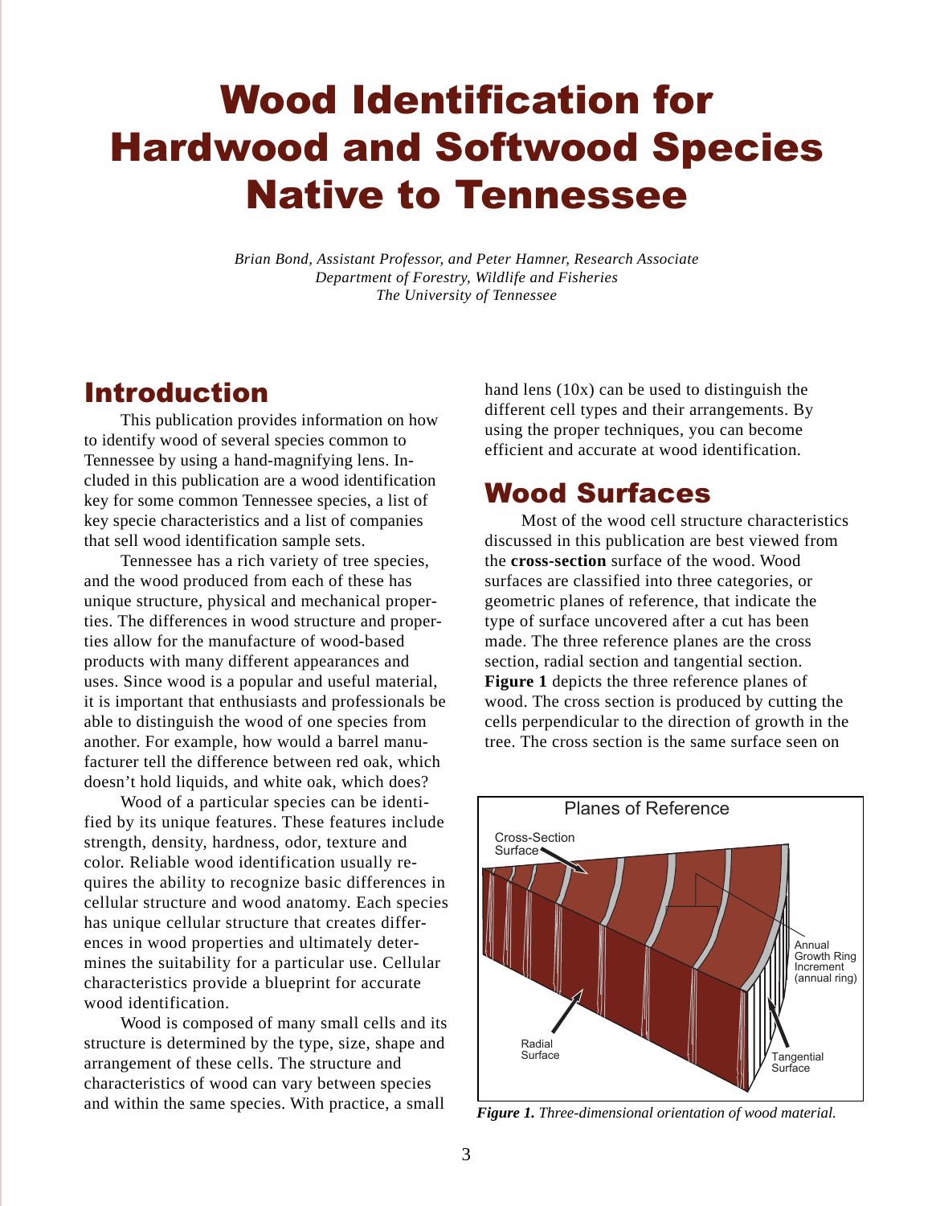# Wood Identification for Hardwood and Softwood Species Native to Tennessee

*Brian Bond, Assistant Professor, and Peter Hamner, Research Associate*
*Department of Forestry, Wildlife and Fisheries*
*The University of Tennessee*

## Introduction

This publication provides information on how to identify wood of several species common to Tennessee by using a hand-magnifying lens. Included in this publication are a wood identification key for some common Tennessee species, a list of key specie characteristics and a list of companies that sell wood identification sample sets.

Tennessee has a rich variety of tree species, and the wood produced from each of these has unique structure, physical and mechanical properties. The differences in wood structure and properties allow for the manufacture of wood-based products with many different appearances and uses. Since wood is a popular and useful material, it is important that enthusiasts and professionals be able to distinguish the wood of one species from another. For example, how would a barrel manufacturer tell the difference between red oak, which doesn't hold liquids, and white oak, which does?

Wood of a particular species can be identified by its unique features. These features include strength, density, hardness, odor, texture and color. Reliable wood identification usually requires the ability to recognize basic differences in cellular structure and wood anatomy. Each species has unique cellular structure that creates differences in wood properties and ultimately determines the suitability for a particular use. Cellular characteristics provide a blueprint for accurate wood identification.

Wood is composed of many small cells and its structure is determined by the type, size, shape and arrangement of these cells. The structure and characteristics of wood can vary between species and within the same species. With practice, a small hand lens (10x) can be used to distinguish the different cell types and their arrangements. By using the proper techniques, you can become efficient and accurate at wood identification.

## Wood Surfaces

Most of the wood cell structure characteristics discussed in this publication are best viewed from the **cross-section** surface of the wood. Wood surfaces are classified into three categories, or geometric planes of reference, that indicate the type of surface uncovered after a cut has been made. The three reference planes are the cross section, radial section and tangential section. **Figure 1** depicts the three reference planes of wood. The cross section is produced by cutting the cells perpendicular to the direction of growth in the tree. The cross section is the same surface seen on

Planes of Reference

Cross-Section Surface

Annual Growth Ring Increment (annual ring)

Radial Surface

Tangential Surface

***Figure 1.*** *Three-dimensional orientation of wood material.*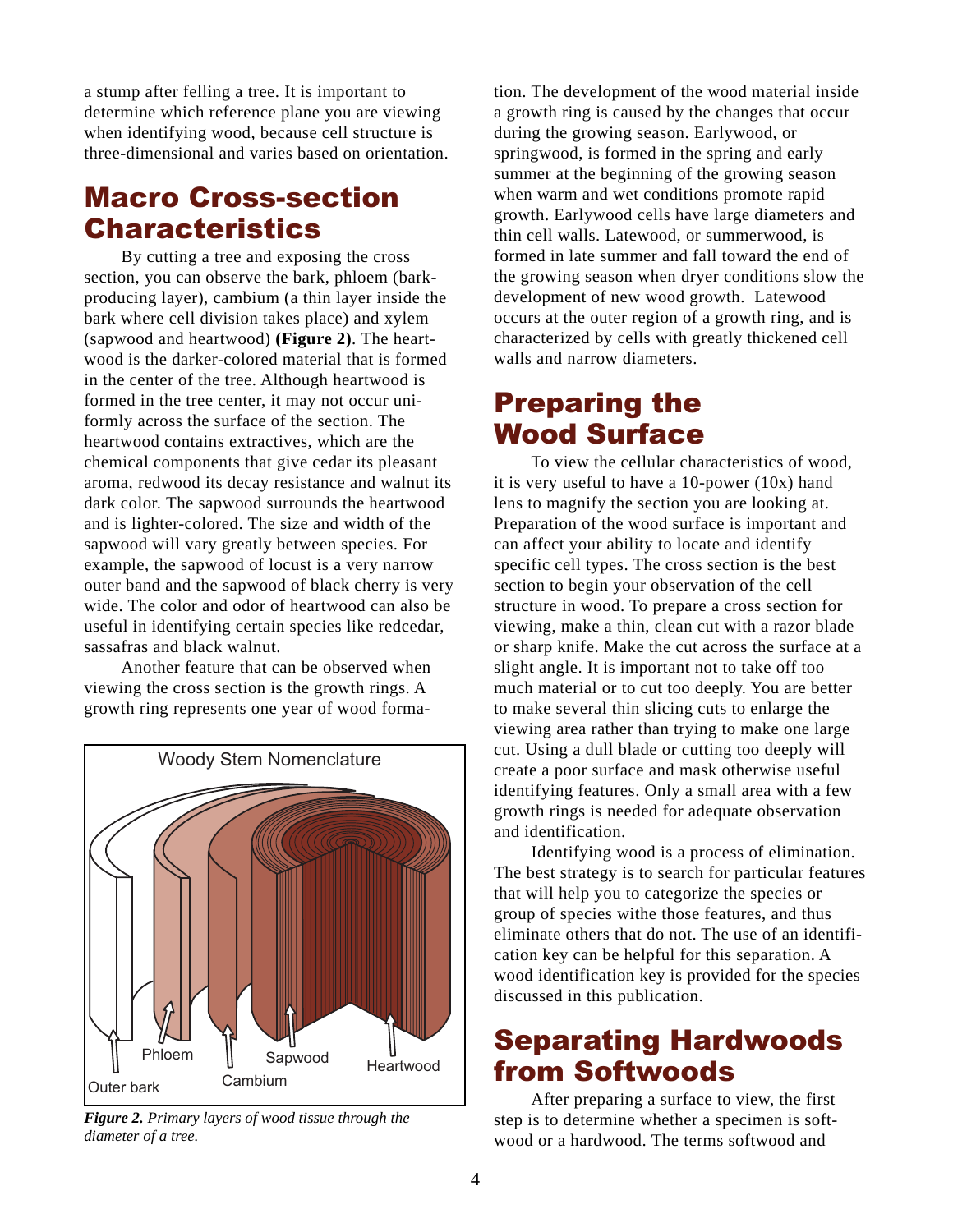a stump after felling a tree. It is important to determine which reference plane you are viewing when identifying wood, because cell structure is three-dimensional and varies based on orientation.

## Macro Cross-section Characteristics

By cutting a tree and exposing the cross section, you can observe the bark, phloem (bark-producing layer), cambium (a thin layer inside the bark where cell division takes place) and xylem (sapwood and heartwood) **(Figure 2)**. The heartwood is the darker-colored material that is formed in the center of the tree. Although heartwood is formed in the tree center, it may not occur uniformly across the surface of the section. The heartwood contains extractives, which are the chemical components that give cedar its pleasant aroma, redwood its decay resistance and walnut its dark color. The sapwood surrounds the heartwood and is lighter-colored. The size and width of the sapwood will vary greatly between species. For example, the sapwood of locust is a very narrow outer band and the sapwood of black cherry is very wide. The color and odor of heartwood can also be useful in identifying certain species like redcedar, sassafras and black walnut.

Another feature that can be observed when viewing the cross section is the growth rings. A growth ring represents one year of wood formation. The development of the wood material inside a growth ring is caused by the changes that occur during the growing season. Earlywood, or springwood, is formed in the spring and early summer at the beginning of the growing season when warm and wet conditions promote rapid growth. Earlywood cells have large diameters and thin cell walls. Latewood, or summerwood, is formed in late summer and fall toward the end of the growing season when dryer conditions slow the development of new wood growth. Latewood occurs at the outer region of a growth ring, and is characterized by cells with greatly thickened cell walls and narrow diameters.

Woody Stem Nomenclature

Outer bark, Phloem, Cambium, Sapwood, Heartwood

***Figure 2.*** *Primary layers of wood tissue through the diameter of a tree.*

## Preparing the Wood Surface

To view the cellular characteristics of wood, it is very useful to have a 10-power (10x) hand lens to magnify the section you are looking at. Preparation of the wood surface is important and can affect your ability to locate and identify specific cell types. The cross section is the best section to begin your observation of the cell structure in wood. To prepare a cross section for viewing, make a thin, clean cut with a razor blade or sharp knife. Make the cut across the surface at a slight angle. It is important not to take off too much material or to cut too deeply. You are better to make several thin slicing cuts to enlarge the viewing area rather than trying to make one large cut. Using a dull blade or cutting too deeply will create a poor surface and mask otherwise useful identifying features. Only a small area with a few growth rings is needed for adequate observation and identification.

Identifying wood is a process of elimination. The best strategy is to search for particular features that will help you to categorize the species or group of species withe those features, and thus eliminate others that do not. The use of an identification key can be helpful for this separation. A wood identification key is provided for the species discussed in this publication.

## Separating Hardwoods from Softwoods

After preparing a surface to view, the first step is to determine whether a specimen is softwood or a hardwood. The terms softwood and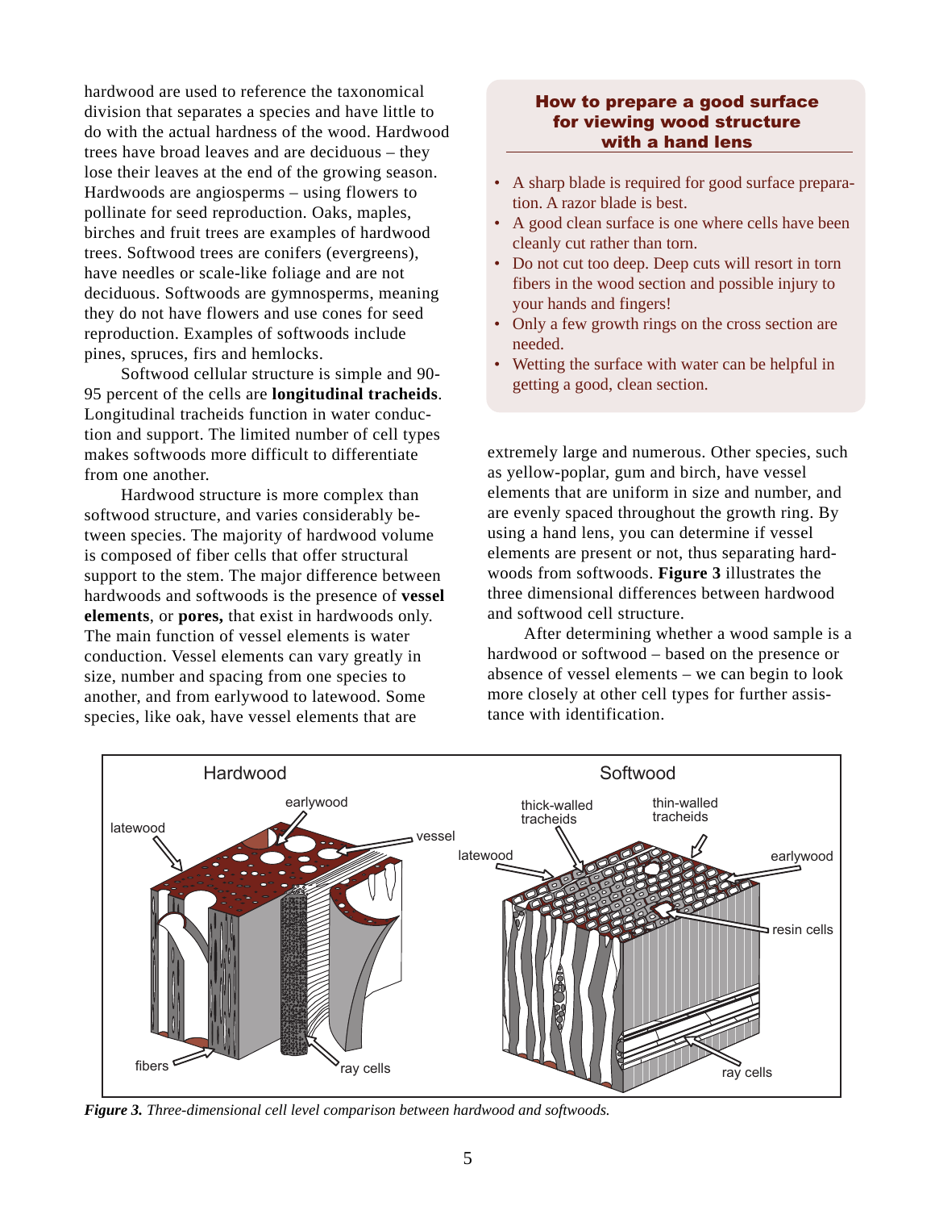hardwood are used to reference the taxonomical division that separates a species and have little to do with the actual hardness of the wood. Hardwood trees have broad leaves and are deciduous – they lose their leaves at the end of the growing season. Hardwoods are angiosperms – using flowers to pollinate for seed reproduction. Oaks, maples, birches and fruit trees are examples of hardwood trees. Softwood trees are conifers (evergreens), have needles or scale-like foliage and are not deciduous. Softwoods are gymnosperms, meaning they do not have flowers and use cones for seed reproduction. Examples of softwoods include pines, spruces, firs and hemlocks.

Softwood cellular structure is simple and 90-95 percent of the cells are **longitudinal tracheids**. Longitudinal tracheids function in water conduction and support. The limited number of cell types makes softwoods more difficult to differentiate from one another.

Hardwood structure is more complex than softwood structure, and varies considerably between species. The majority of hardwood volume is composed of fiber cells that offer structural support to the stem. The major difference between hardwoods and softwoods is the presence of **vessel elements**, or **pores,** that exist in hardwoods only. The main function of vessel elements is water conduction. Vessel elements can vary greatly in size, number and spacing from one species to another, and from earlywood to latewood. Some species, like oak, have vessel elements that are extremely large and numerous. Other species, such as yellow-poplar, gum and birch, have vessel elements that are uniform in size and number, and are evenly spaced throughout the growth ring. By using a hand lens, you can determine if vessel elements are present or not, thus separating hardwoods from softwoods. **Figure 3** illustrates the three dimensional differences between hardwood and softwood cell structure.

After determining whether a wood sample is a hardwood or softwood – based on the presence or absence of vessel elements – we can begin to look more closely at other cell types for further assistance with identification.

### How to prepare a good surface for viewing wood structure with a hand lens

- A sharp blade is required for good surface preparation. A razor blade is best.
- A good clean surface is one where cells have been cleanly cut rather than torn.
- Do not cut too deep. Deep cuts will resort in torn fibers in the wood section and possible injury to your hands and fingers!
- Only a few growth rings on the cross section are needed.
- Wetting the surface with water can be helpful in getting a good, clean section.

***Figure 3.*** *Three-dimensional cell level comparison between hardwood and softwoods.*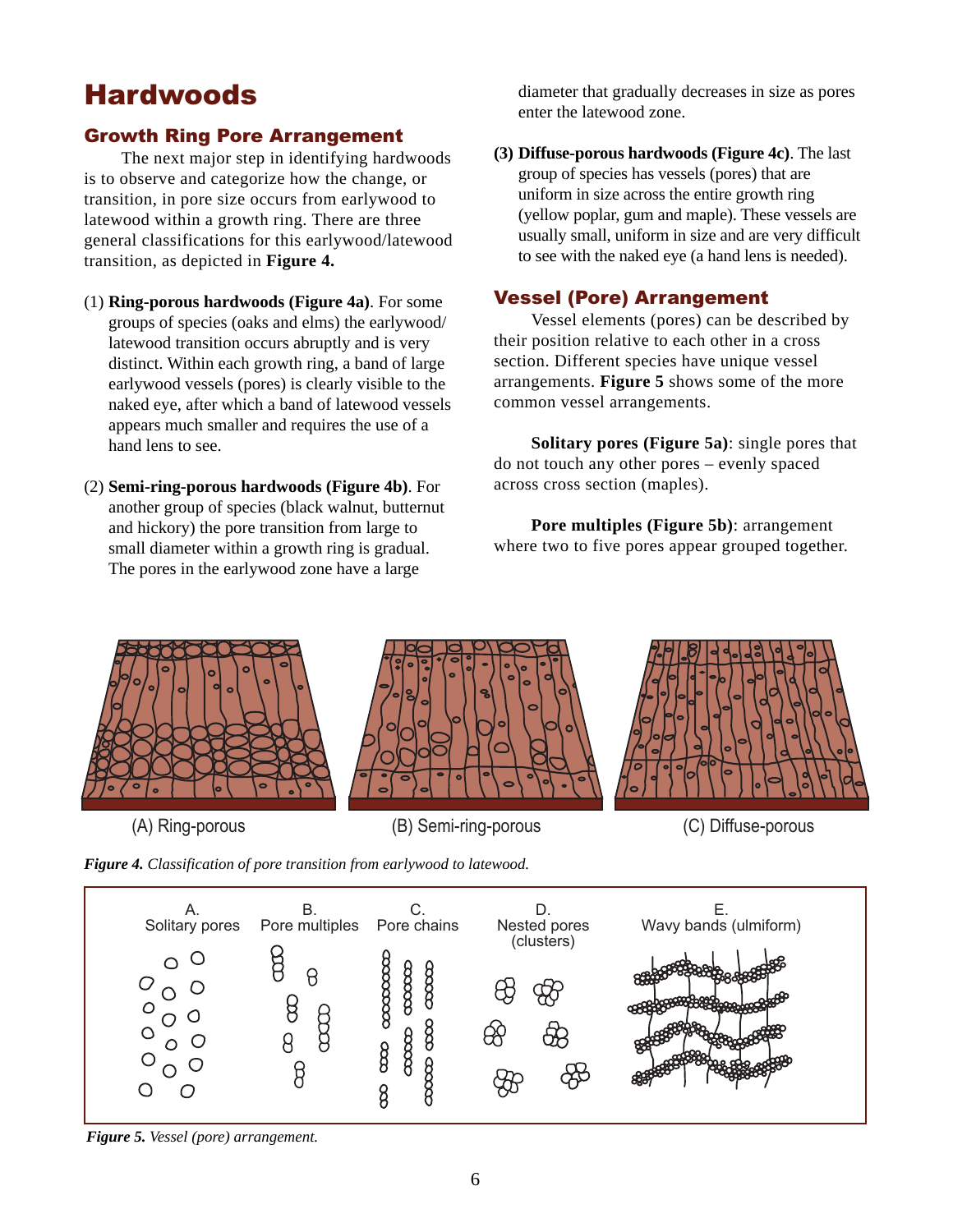# Hardwoods

## Growth Ring Pore Arrangement

The next major step in identifying hardwoods is to observe and categorize how the change, or transition, in pore size occurs from earlywood to latewood within a growth ring. There are three general classifications for this earlywood/latewood transition, as depicted in **Figure 4.**

(1) **Ring-porous hardwoods (Figure 4a)**. For some groups of species (oaks and elms) the earlywood/latewood transition occurs abruptly and is very distinct. Within each growth ring, a band of large earlywood vessels (pores) is clearly visible to the naked eye, after which a band of latewood vessels appears much smaller and requires the use of a hand lens to see.

(2) **Semi-ring-porous hardwoods (Figure 4b)**. For another group of species (black walnut, butternut and hickory) the pore transition from large to small diameter within a growth ring is gradual. The pores in the earlywood zone have a large diameter that gradually decreases in size as pores enter the latewood zone.

(3) **Diffuse-porous hardwoods (Figure 4c)**. The last group of species has vessels (pores) that are uniform in size across the entire growth ring (yellow poplar, gum and maple). These vessels are usually small, uniform in size and are very difficult to see with the naked eye (a hand lens is needed).

## Vessel (Pore) Arrangement

Vessel elements (pores) can be described by their position relative to each other in a cross section. Different species have unique vessel arrangements. **Figure 5** shows some of the more common vessel arrangements.

**Solitary pores (Figure 5a)**: single pores that do not touch any other pores – evenly spaced across cross section (maples).

**Pore multiples (Figure 5b)**: arrangement where two to five pores appear grouped together.

(A) Ring-porous (B) Semi-ring-porous (C) Diffuse-porous

***Figure 4.*** *Classification of pore transition from earlywood to latewood.*

A. Solitary pores B. Pore multiples C. Pore chains D. Nested pores (clusters) E. Wavy bands (ulmiform)

***Figure 5.*** *Vessel (pore) arrangement.*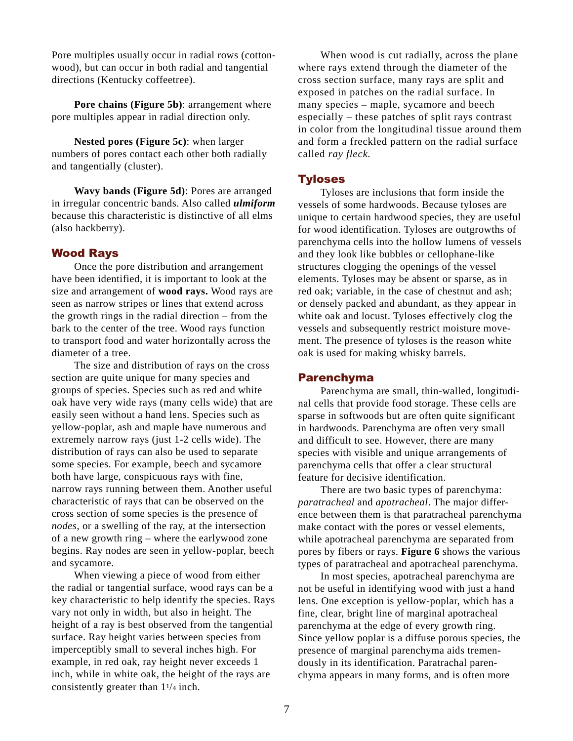Pore multiples usually occur in radial rows (cottonwood), but can occur in both radial and tangential directions (Kentucky coffeetree).

**Pore chains (Figure 5b)**: arrangement where pore multiples appear in radial direction only.

**Nested pores (Figure 5c)**: when larger numbers of pores contact each other both radially and tangentially (cluster).

**Wavy bands (Figure 5d)**: Pores are arranged in irregular concentric bands. Also called ***ulmiform*** because this characteristic is distinctive of all elms (also hackberry).

## Wood Rays

Once the pore distribution and arrangement have been identified, it is important to look at the size and arrangement of **wood rays.** Wood rays are seen as narrow stripes or lines that extend across the growth rings in the radial direction – from the bark to the center of the tree. Wood rays function to transport food and water horizontally across the diameter of a tree.

The size and distribution of rays on the cross section are quite unique for many species and groups of species. Species such as red and white oak have very wide rays (many cells wide) that are easily seen without a hand lens. Species such as yellow-poplar, ash and maple have numerous and extremely narrow rays (just 1-2 cells wide). The distribution of rays can also be used to separate some species. For example, beech and sycamore both have large, conspicuous rays with fine, narrow rays running between them. Another useful characteristic of rays that can be observed on the cross section of some species is the presence of *nodes*, or a swelling of the ray, at the intersection of a new growth ring – where the earlywood zone begins. Ray nodes are seen in yellow-poplar, beech and sycamore.

When viewing a piece of wood from either the radial or tangential surface, wood rays can be a key characteristic to help identify the species. Rays vary not only in width, but also in height. The height of a ray is best observed from the tangential surface. Ray height varies between species from imperceptibly small to several inches high. For example, in red oak, ray height never exceeds 1 inch, while in white oak, the height of the rays are consistently greater than 1¼ inch.

When wood is cut radially, across the plane where rays extend through the diameter of the cross section surface, many rays are split and exposed in patches on the radial surface. In many species – maple, sycamore and beech especially – these patches of split rays contrast in color from the longitudinal tissue around them and form a freckled pattern on the radial surface called *ray fleck.*

## Tyloses

Tyloses are inclusions that form inside the vessels of some hardwoods. Because tyloses are unique to certain hardwood species, they are useful for wood identification. Tyloses are outgrowths of parenchyma cells into the hollow lumens of vessels and they look like bubbles or cellophane-like structures clogging the openings of the vessel elements. Tyloses may be absent or sparse, as in red oak; variable, in the case of chestnut and ash; or densely packed and abundant, as they appear in white oak and locust. Tyloses effectively clog the vessels and subsequently restrict moisture movement. The presence of tyloses is the reason white oak is used for making whisky barrels.

## Parenchyma

Parenchyma are small, thin-walled, longitudinal cells that provide food storage. These cells are sparse in softwoods but are often quite significant in hardwoods. Parenchyma are often very small and difficult to see. However, there are many species with visible and unique arrangements of parenchyma cells that offer a clear structural feature for decisive identification.

There are two basic types of parenchyma: *paratracheal* and *apotracheal*. The major difference between them is that paratracheal parenchyma make contact with the pores or vessel elements, while apotracheal parenchyma are separated from pores by fibers or rays. **Figure 6** shows the various types of paratracheal and apotracheal parenchyma.

In most species, apotracheal parenchyma are not be useful in identifying wood with just a hand lens. One exception is yellow-poplar, which has a fine, clear, bright line of marginal apotracheal parenchyma at the edge of every growth ring. Since yellow poplar is a diffuse porous species, the presence of marginal parenchyma aids tremendously in its identification. Paratrachal parenchyma appears in many forms, and is often more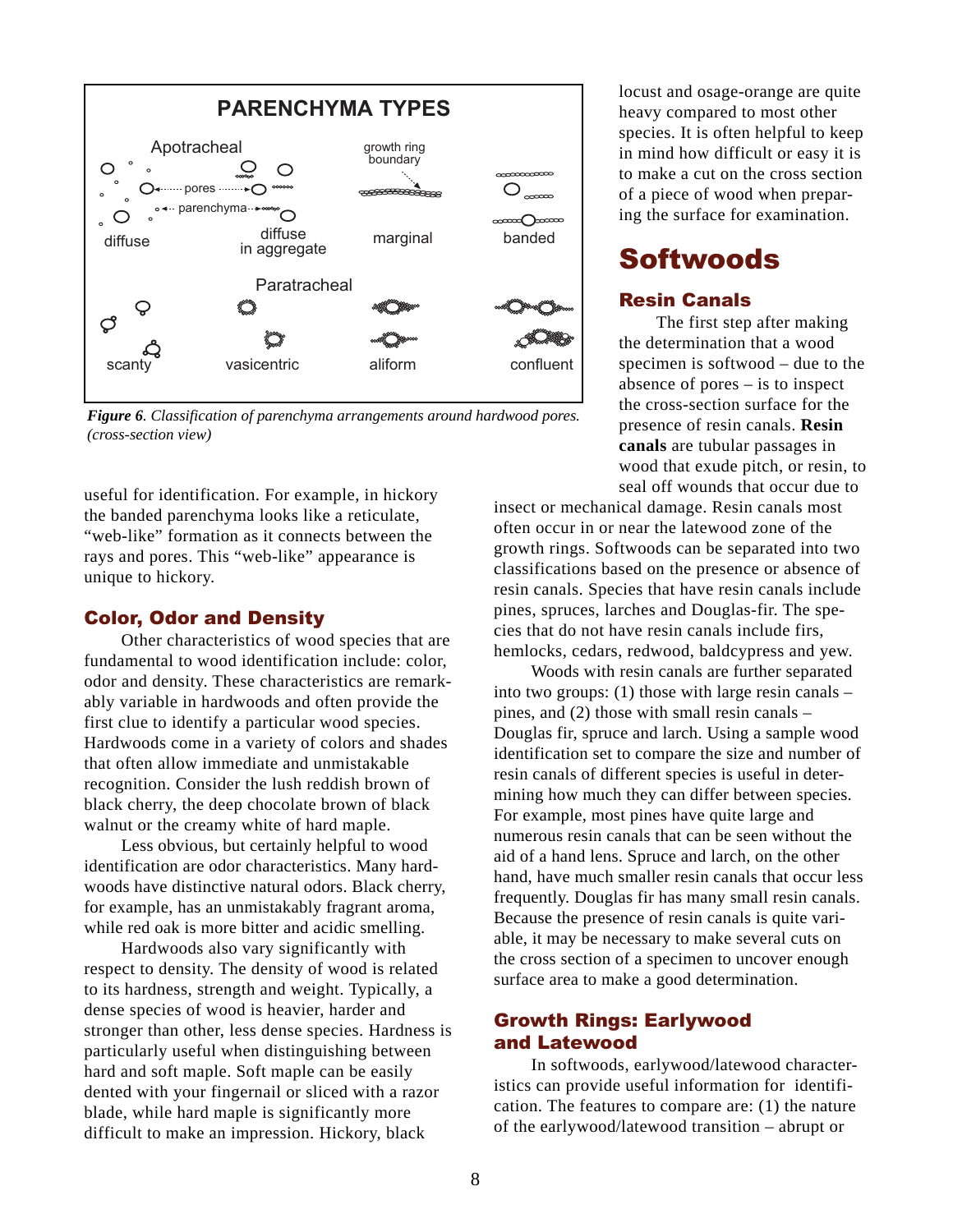PARENCHYMA TYPES

Apotracheal: diffuse, diffuse in aggregate, marginal, banded

Paratracheal: scanty, vasicentric, aliform, confluent

*Figure 6. Classification of parenchyma arrangements around hardwood pores. (cross-section view)*

useful for identification. For example, in hickory the banded parenchyma looks like a reticulate, "web-like" formation as it connects between the rays and pores. This "web-like" appearance is unique to hickory.

### Color, Odor and Density

Other characteristics of wood species that are fundamental to wood identification include: color, odor and density. These characteristics are remarkably variable in hardwoods and often provide the first clue to identify a particular wood species. Hardwoods come in a variety of colors and shades that often allow immediate and unmistakable recognition. Consider the lush reddish brown of black cherry, the deep chocolate brown of black walnut or the creamy white of hard maple.

Less obvious, but certainly helpful to wood identification are odor characteristics. Many hardwoods have distinctive natural odors. Black cherry, for example, has an unmistakably fragrant aroma, while red oak is more bitter and acidic smelling.

Hardwoods also vary significantly with respect to density. The density of wood is related to its hardness, strength and weight. Typically, a dense species of wood is heavier, harder and stronger than other, less dense species. Hardness is particularly useful when distinguishing between hard and soft maple. Soft maple can be easily dented with your fingernail or sliced with a razor blade, while hard maple is significantly more difficult to make an impression. Hickory, black locust and osage-orange are quite heavy compared to most other species. It is often helpful to keep in mind how difficult or easy it is to make a cut on the cross section of a piece of wood when preparing the surface for examination.

## Softwoods

### Resin Canals

The first step after making the determination that a wood specimen is softwood – due to the absence of pores – is to inspect the cross-section surface for the presence of resin canals. **Resin canals** are tubular passages in wood that exude pitch, or resin, to seal off wounds that occur due to insect or mechanical damage. Resin canals most often occur in or near the latewood zone of the growth rings. Softwoods can be separated into two classifications based on the presence or absence of resin canals. Species that have resin canals include pines, spruces, larches and Douglas-fir. The species that do not have resin canals include firs, hemlocks, cedars, redwood, baldcypress and yew.

Woods with resin canals are further separated into two groups: (1) those with large resin canals – pines, and (2) those with small resin canals – Douglas fir, spruce and larch. Using a sample wood identification set to compare the size and number of resin canals of different species is useful in determining how much they can differ between species. For example, most pines have quite large and numerous resin canals that can be seen without the aid of a hand lens. Spruce and larch, on the other hand, have much smaller resin canals that occur less frequently. Douglas fir has many small resin canals. Because the presence of resin canals is quite variable, it may be necessary to make several cuts on the cross section of a specimen to uncover enough surface area to make a good determination.

### Growth Rings: Earlywood and Latewood

In softwoods, earlywood/latewood characteristics can provide useful information for identification. The features to compare are: (1) the nature of the earlywood/latewood transition – abrupt or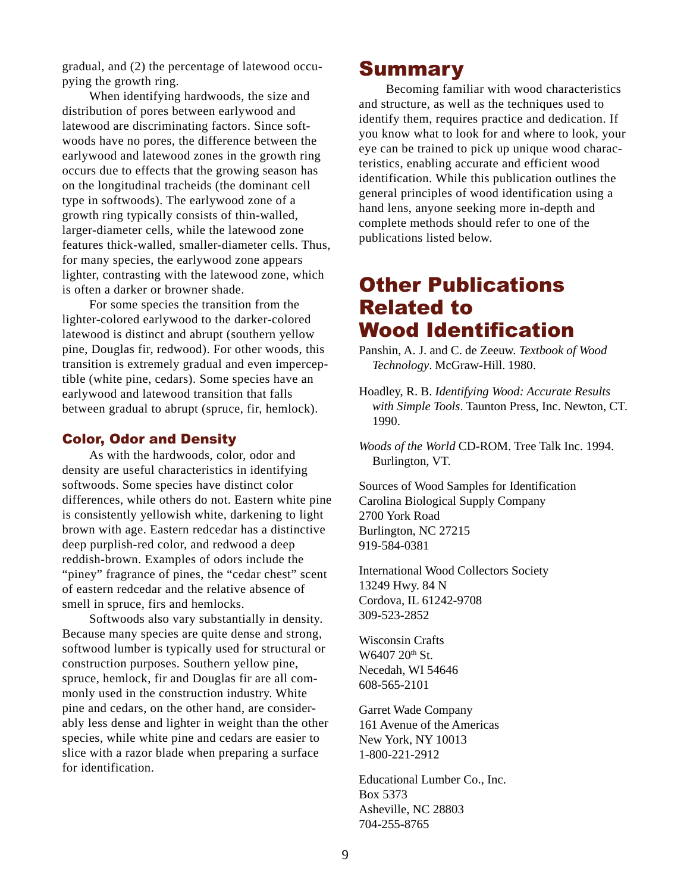gradual, and (2) the percentage of latewood occupying the growth ring.

When identifying hardwoods, the size and distribution of pores between earlywood and latewood are discriminating factors. Since softwoods have no pores, the difference between the earlywood and latewood zones in the growth ring occurs due to effects that the growing season has on the longitudinal tracheids (the dominant cell type in softwoods). The earlywood zone of a growth ring typically consists of thin-walled, larger-diameter cells, while the latewood zone features thick-walled, smaller-diameter cells. Thus, for many species, the earlywood zone appears lighter, contrasting with the latewood zone, which is often a darker or browner shade.

For some species the transition from the lighter-colored earlywood to the darker-colored latewood is distinct and abrupt (southern yellow pine, Douglas fir, redwood). For other woods, this transition is extremely gradual and even imperceptible (white pine, cedars). Some species have an earlywood and latewood transition that falls between gradual to abrupt (spruce, fir, hemlock).

### Color, Odor and Density

As with the hardwoods, color, odor and density are useful characteristics in identifying softwoods. Some species have distinct color differences, while others do not. Eastern white pine is consistently yellowish white, darkening to light brown with age. Eastern redcedar has a distinctive deep purplish-red color, and redwood a deep reddish-brown. Examples of odors include the "piney" fragrance of pines, the "cedar chest" scent of eastern redcedar and the relative absence of smell in spruce, firs and hemlocks.

Softwoods also vary substantially in density. Because many species are quite dense and strong, softwood lumber is typically used for structural or construction purposes. Southern yellow pine, spruce, hemlock, fir and Douglas fir are all commonly used in the construction industry. White pine and cedars, on the other hand, are considerably less dense and lighter in weight than the other species, while white pine and cedars are easier to slice with a razor blade when preparing a surface for identification.

## Summary

Becoming familiar with wood characteristics and structure, as well as the techniques used to identify them, requires practice and dedication. If you know what to look for and where to look, your eye can be trained to pick up unique wood characteristics, enabling accurate and efficient wood identification. While this publication outlines the general principles of wood identification using a hand lens, anyone seeking more in-depth and complete methods should refer to one of the publications listed below.

## Other Publications Related to Wood Identification

Panshin, A. J. and C. de Zeeuw. *Textbook of Wood Technology*. McGraw-Hill. 1980.

Hoadley, R. B. *Identifying Wood: Accurate Results with Simple Tools*. Taunton Press, Inc. Newton, CT. 1990.

*Woods of the World* CD-ROM. Tree Talk Inc. 1994. Burlington, VT.

Sources of Wood Samples for Identification
Carolina Biological Supply Company
2700 York Road
Burlington, NC 27215
919-584-0381

International Wood Collectors Society
13249 Hwy. 84 N
Cordova, IL 61242-9708
309-523-2852

Wisconsin Crafts
W6407 20th St.
Necedah, WI 54646
608-565-2101

Garret Wade Company
161 Avenue of the Americas
New York, NY 10013
1-800-221-2912

Educational Lumber Co., Inc.
Box 5373
Asheville, NC 28803
704-255-8765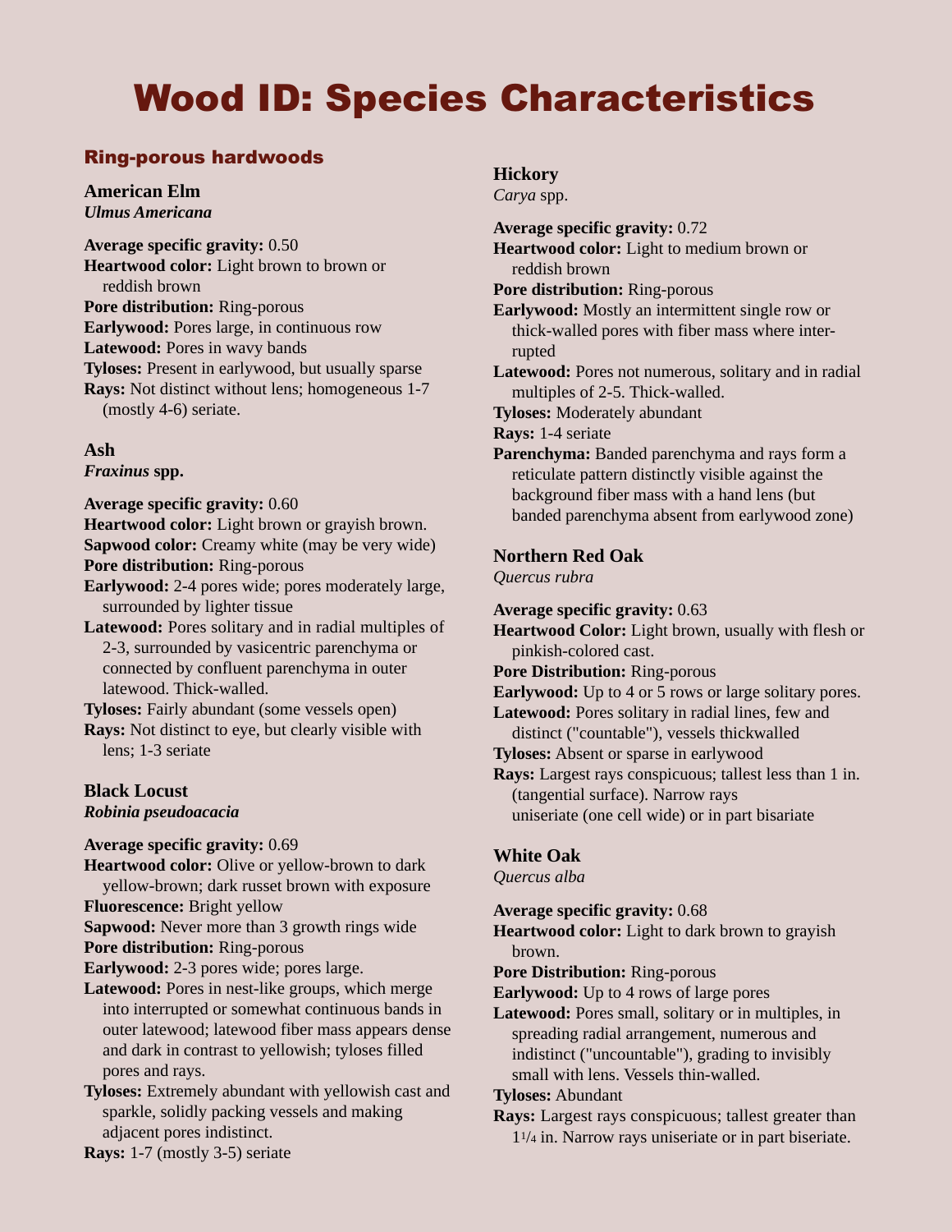# Wood ID: Species Characteristics

## Ring-porous hardwoods

### American Elm

***Ulmus Americana***

**Average specific gravity:** 0.50
**Heartwood color:** Light brown to brown or reddish brown
**Pore distribution:** Ring-porous
**Earlywood:** Pores large, in continuous row
**Latewood:** Pores in wavy bands
**Tyloses:** Present in earlywood, but usually sparse
**Rays:** Not distinct without lens; homogeneous 1-7 (mostly 4-6) seriate.

### Ash

***Fraxinus* spp.**

**Average specific gravity:** 0.60
**Heartwood color:** Light brown or grayish brown.
**Sapwood color:** Creamy white (may be very wide)
**Pore distribution:** Ring-porous
**Earlywood:** 2-4 pores wide; pores moderately large, surrounded by lighter tissue
**Latewood:** Pores solitary and in radial multiples of 2-3, surrounded by vasicentric parenchyma or connected by confluent parenchyma in outer latewood. Thick-walled.
**Tyloses:** Fairly abundant (some vessels open)
**Rays:** Not distinct to eye, but clearly visible with lens; 1-3 seriate

### Black Locust

***Robinia pseudoacacia***

**Average specific gravity:** 0.69
**Heartwood color:** Olive or yellow-brown to dark yellow-brown; dark russet brown with exposure
**Fluorescence:** Bright yellow
**Sapwood:** Never more than 3 growth rings wide
**Pore distribution:** Ring-porous
**Earlywood:** 2-3 pores wide; pores large.
**Latewood:** Pores in nest-like groups, which merge into interrupted or somewhat continuous bands in outer latewood; latewood fiber mass appears dense and dark in contrast to yellowish; tyloses filled pores and rays.
**Tyloses:** Extremely abundant with yellowish cast and sparkle, solidly packing vessels and making adjacent pores indistinct.
**Rays:** 1-7 (mostly 3-5) seriate

### Hickory

*Carya* spp.

**Average specific gravity:** 0.72
**Heartwood color:** Light to medium brown or reddish brown
**Pore distribution:** Ring-porous
**Earlywood:** Mostly an intermittent single row or thick-walled pores with fiber mass where interrupted
**Latewood:** Pores not numerous, solitary and in radial multiples of 2-5. Thick-walled.
**Tyloses:** Moderately abundant
**Rays:** 1-4 seriate
**Parenchyma:** Banded parenchyma and rays form a reticulate pattern distinctly visible against the background fiber mass with a hand lens (but banded parenchyma absent from earlywood zone)

### Northern Red Oak

*Quercus rubra*

**Average specific gravity:** 0.63
**Heartwood Color:** Light brown, usually with flesh or pinkish-colored cast.
**Pore Distribution:** Ring-porous
**Earlywood:** Up to 4 or 5 rows or large solitary pores.
**Latewood:** Pores solitary in radial lines, few and distinct ("countable"), vessels thickwalled
**Tyloses:** Absent or sparse in earlywood
**Rays:** Largest rays conspicuous; tallest less than 1 in. (tangential surface). Narrow rays uniseriate (one cell wide) or in part bisariate

### White Oak

*Quercus alba*

**Average specific gravity:** 0.68
**Heartwood color:** Light to dark brown to grayish brown.
**Pore Distribution:** Ring-porous
**Earlywood:** Up to 4 rows of large pores
**Latewood:** Pores small, solitary or in multiples, in spreading radial arrangement, numerous and indistinct ("uncountable"), grading to invisibly small with lens. Vessels thin-walled.
**Tyloses:** Abundant
**Rays:** Largest rays conspicuous; tallest greater than 1 1/4 in. Narrow rays uniseriate or in part biseriate.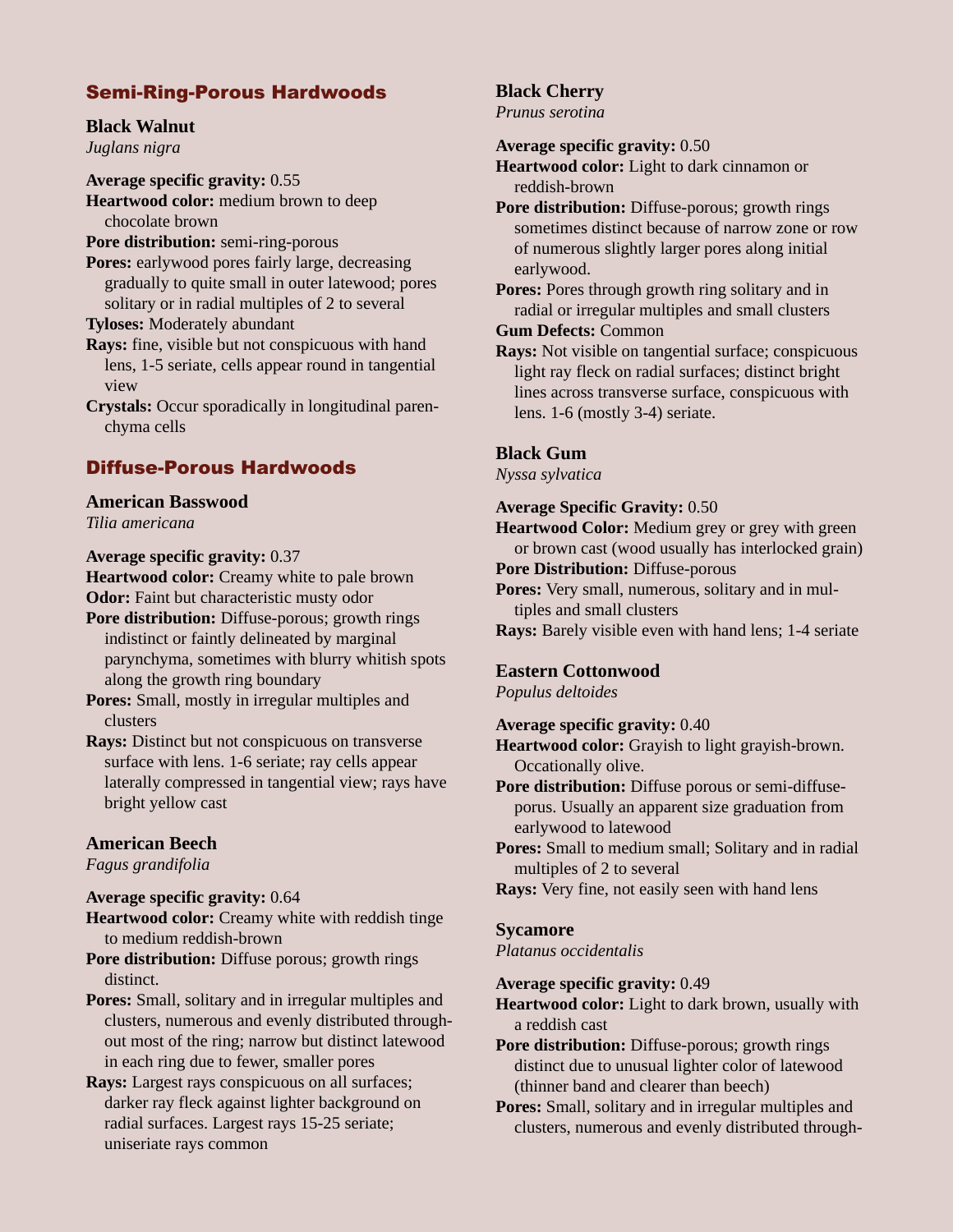## Semi-Ring-Porous Hardwoods

### Black Walnut

*Juglans nigra*

**Average specific gravity:** 0.55
**Heartwood color:** medium brown to deep chocolate brown
**Pore distribution:** semi-ring-porous
**Pores:** earlywood pores fairly large, decreasing gradually to quite small in outer latewood; pores solitary or in radial multiples of 2 to several
**Tyloses:** Moderately abundant
**Rays:** fine, visible but not conspicuous with hand lens, 1-5 seriate, cells appear round in tangential view
**Crystals:** Occur sporadically in longitudinal parenchyma cells

## Diffuse-Porous Hardwoods

### American Basswood

*Tilia americana*

**Average specific gravity:** 0.37
**Heartwood color:** Creamy white to pale brown
**Odor:** Faint but characteristic musty odor
**Pore distribution:** Diffuse-porous; growth rings indistinct or faintly delineated by marginal parynchyma, sometimes with blurry whitish spots along the growth ring boundary
**Pores:** Small, mostly in irregular multiples and clusters
**Rays:** Distinct but not conspicuous on transverse surface with lens. 1-6 seriate; ray cells appear laterally compressed in tangential view; rays have bright yellow cast

### American Beech

*Fagus grandifolia*

**Average specific gravity:** 0.64
**Heartwood color:** Creamy white with reddish tinge to medium reddish-brown
**Pore distribution:** Diffuse porous; growth rings distinct.
**Pores:** Small, solitary and in irregular multiples and clusters, numerous and evenly distributed throughout most of the ring; narrow but distinct latewood in each ring due to fewer, smaller pores
**Rays:** Largest rays conspicuous on all surfaces; darker ray fleck against lighter background on radial surfaces. Largest rays 15-25 seriate; uniseriate rays common

### Black Cherry

*Prunus serotina*

**Average specific gravity:** 0.50
**Heartwood color:** Light to dark cinnamon or reddish-brown
**Pore distribution:** Diffuse-porous; growth rings sometimes distinct because of narrow zone or row of numerous slightly larger pores along initial earlywood.
**Pores:** Pores through growth ring solitary and in radial or irregular multiples and small clusters
**Gum Defects:** Common
**Rays:** Not visible on tangential surface; conspicuous light ray fleck on radial surfaces; distinct bright lines across transverse surface, conspicuous with lens. 1-6 (mostly 3-4) seriate.

### Black Gum

*Nyssa sylvatica*

**Average Specific Gravity:** 0.50
**Heartwood Color:** Medium grey or grey with green or brown cast (wood usually has interlocked grain)
**Pore Distribution:** Diffuse-porous
**Pores:** Very small, numerous, solitary and in multiples and small clusters
**Rays:** Barely visible even with hand lens; 1-4 seriate

### Eastern Cottonwood

*Populus deltoides*

**Average specific gravity:** 0.40
**Heartwood color:** Grayish to light grayish-brown. Occationally olive.
**Pore distribution:** Diffuse porous or semi-diffuse-porus. Usually an apparent size graduation from earlywood to latewood
**Pores:** Small to medium small; Solitary and in radial multiples of 2 to several
**Rays:** Very fine, not easily seen with hand lens

### Sycamore

*Platanus occidentalis*

**Average specific gravity:** 0.49
**Heartwood color:** Light to dark brown, usually with a reddish cast
**Pore distribution:** Diffuse-porous; growth rings distinct due to unusual lighter color of latewood (thinner band and clearer than beech)
**Pores:** Small, solitary and in irregular multiples and clusters, numerous and evenly distributed through-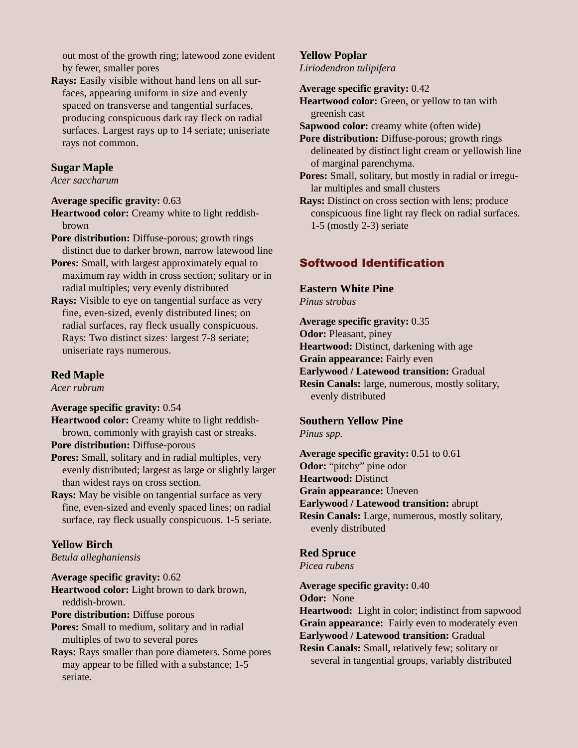out most of the growth ring; latewood zone evident by fewer, smaller pores

**Rays:** Easily visible without hand lens on all surfaces, appearing uniform in size and evenly spaced on transverse and tangential surfaces, producing conspicuous dark ray fleck on radial surfaces. Largest rays up to 14 seriate; uniseriate rays not common.

### Sugar Maple

*Acer saccharum*

**Average specific gravity:** 0.63

**Heartwood color:** Creamy white to light reddish-brown

**Pore distribution:** Diffuse-porous; growth rings distinct due to darker brown, narrow latewood line

**Pores:** Small, with largest approximately equal to maximum ray width in cross section; solitary or in radial multiples; very evenly distributed

**Rays:** Visible to eye on tangential surface as very fine, even-sized, evenly distributed lines; on radial surfaces, ray fleck usually conspicuous. Rays: Two distinct sizes: largest 7-8 seriate; uniseriate rays numerous.

### Red Maple

*Acer rubrum*

**Average specific gravity:** 0.54

**Heartwood color:** Creamy white to light reddish-brown, commonly with grayish cast or streaks.

**Pore distribution:** Diffuse-porous

**Pores:** Small, solitary and in radial multiples, very evenly distributed; largest as large or slightly larger than widest rays on cross section.

**Rays:** May be visible on tangential surface as very fine, even-sized and evenly spaced lines; on radial surface, ray fleck usually conspicuous. 1-5 seriate.

### Yellow Birch

*Betula alleghaniensis*

**Average specific gravity:** 0.62

**Heartwood color:** Light brown to dark brown, reddish-brown.

**Pore distribution:** Diffuse porous

**Pores:** Small to medium, solitary and in radial multiples of two to several pores

**Rays:** Rays smaller than pore diameters. Some pores may appear to be filled with a substance; 1-5 seriate.

### Yellow Poplar

*Liriodendron tulipifera*

**Average specific gravity:** 0.42

**Heartwood color:** Green, or yellow to tan with greenish cast

**Sapwood color:** creamy white (often wide)

**Pore distribution:** Diffuse-porous; growth rings delineated by distinct light cream or yellowish line of marginal parenchyma.

**Pores:** Small, solitary, but mostly in radial or irregular multiples and small clusters

**Rays:** Distinct on cross section with lens; produce conspicuous fine light ray fleck on radial surfaces. 1-5 (mostly 2-3) seriate

## Softwood Identification

### Eastern White Pine

*Pinus strobus*

**Average specific gravity:** 0.35

**Odor:** Pleasant, piney

**Heartwood:** Distinct, darkening with age

**Grain appearance:** Fairly even

**Earlywood / Latewood transition:** Gradual

**Resin Canals:** large, numerous, mostly solitary, evenly distributed

### Southern Yellow Pine

*Pinus spp.*

**Average specific gravity:** 0.51 to 0.61

**Odor:** "pitchy" pine odor

**Heartwood:** Distinct

**Grain appearance:** Uneven

**Earlywood / Latewood transition:** abrupt

**Resin Canals:** Large, numerous, mostly solitary, evenly distributed

### Red Spruce

*Picea rubens*

**Average specific gravity:** 0.40

**Odor:** None

**Heartwood:** Light in color; indistinct from sapwood

**Grain appearance:** Fairly even to moderately even

**Earlywood / Latewood transition:** Gradual

**Resin Canals:** Small, relatively few; solitary or several in tangential groups, variably distributed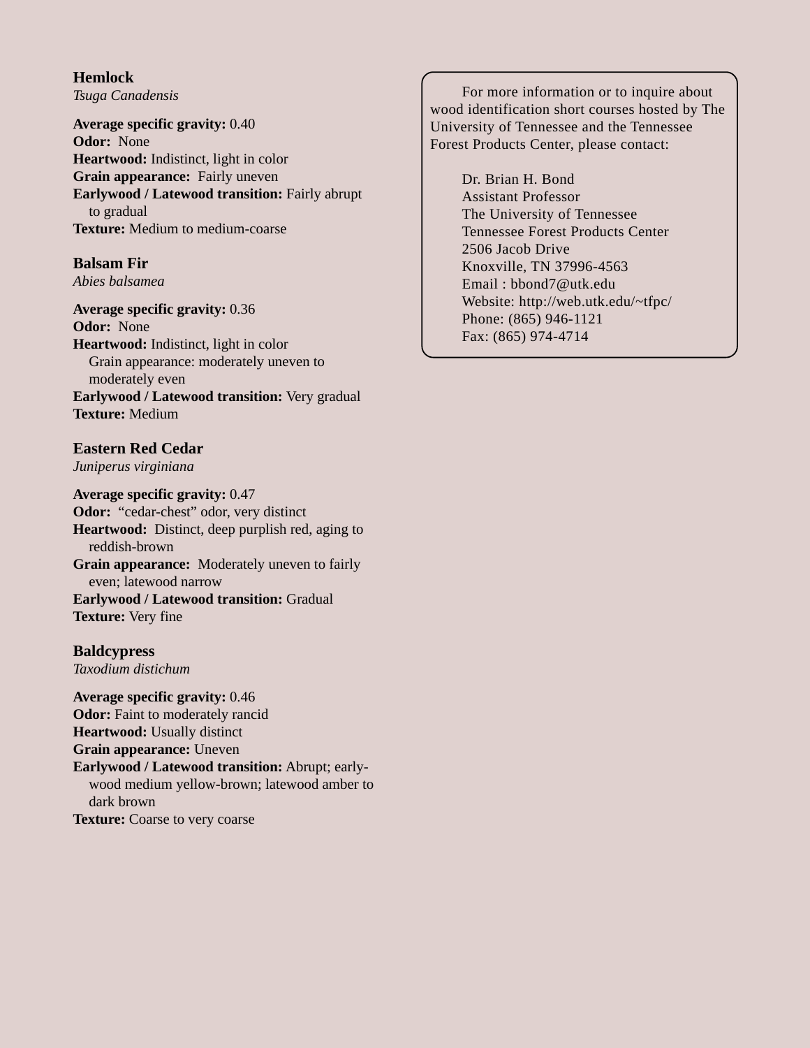### Hemlock

*Tsuga Canadensis*

**Average specific gravity:** 0.40
**Odor:** None
**Heartwood:** Indistinct, light in color
**Grain appearance:** Fairly uneven
**Earlywood / Latewood transition:** Fairly abrupt to gradual
**Texture:** Medium to medium-coarse

### Balsam Fir

*Abies balsamea*

**Average specific gravity:** 0.36
**Odor:** None
**Heartwood:** Indistinct, light in color
Grain appearance: moderately uneven to moderately even
**Earlywood / Latewood transition:** Very gradual
**Texture:** Medium

### Eastern Red Cedar

*Juniperus virginiana*

**Average specific gravity:** 0.47
**Odor:** "cedar-chest" odor, very distinct
**Heartwood:** Distinct, deep purplish red, aging to reddish-brown
**Grain appearance:** Moderately uneven to fairly even; latewood narrow
**Earlywood / Latewood transition:** Gradual
**Texture:** Very fine

### Baldcypress

*Taxodium distichum*

**Average specific gravity:** 0.46
**Odor:** Faint to moderately rancid
**Heartwood:** Usually distinct
**Grain appearance:** Uneven
**Earlywood / Latewood transition:** Abrupt; earlywood medium yellow-brown; latewood amber to dark brown
**Texture:** Coarse to very coarse

For more information or to inquire about wood identification short courses hosted by The University of Tennessee and the Tennessee Forest Products Center, please contact:

Dr. Brian H. Bond
Assistant Professor
The University of Tennessee
Tennessee Forest Products Center
2506 Jacob Drive
Knoxville, TN 37996-4563
Email : bbond7@utk.edu
Website: http://web.utk.edu/~tfpc/
Phone: (865) 946-1121
Fax: (865) 974-4714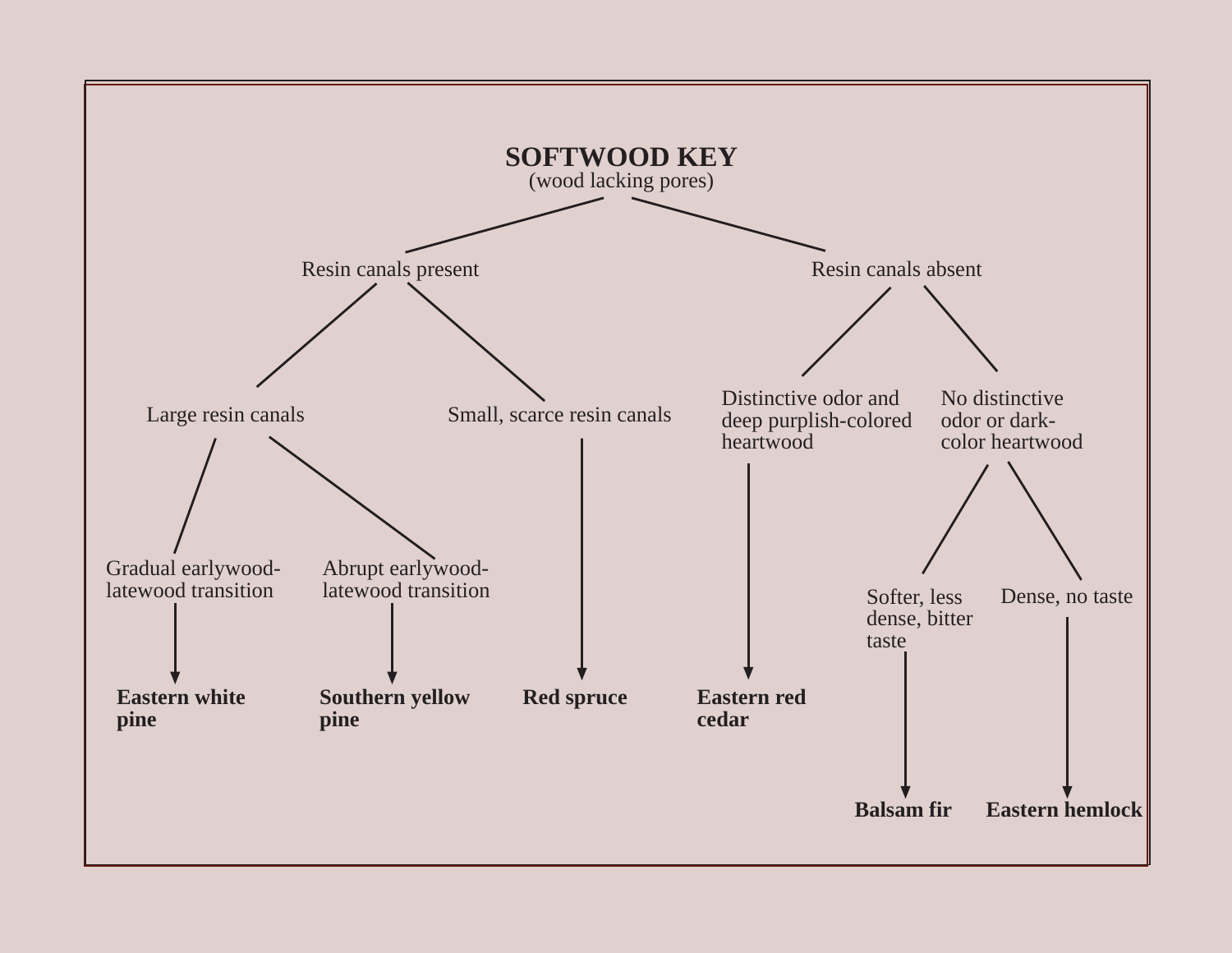# SOFTWOOD KEY

(wood lacking pores)

- Resin canals present
  - Large resin canals
    - Gradual earlywood-latewood transition
      - **Eastern white pine**
    - Abrupt earlywood-latewood transition
      - **Southern yellow pine**
  - Small, scarce resin canals
    - **Red spruce**
- Resin canals absent
  - Distinctive odor and deep purplish-colored heartwood
    - **Eastern red cedar**
  - No distinctive odor or dark-color heartwood
    - Softer, less dense, bitter taste
      - **Balsam fir**
    - Dense, no taste
      - **Eastern hemlock**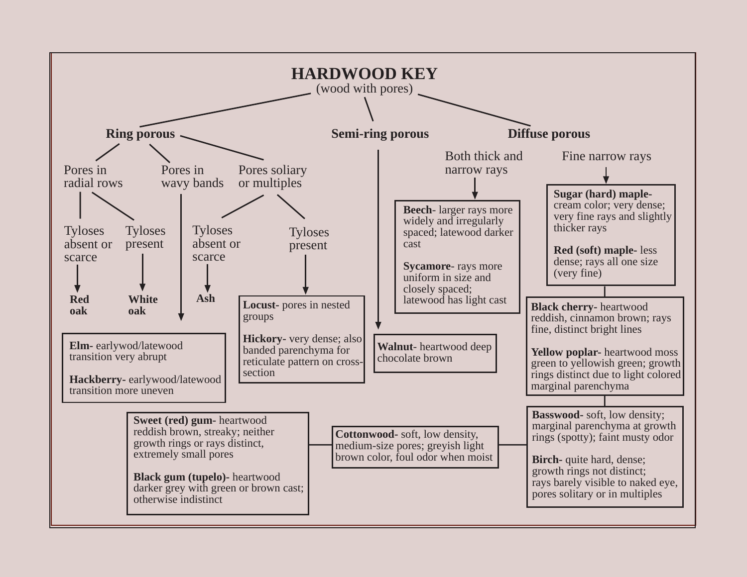# HARDWOOD KEY

(wood with pores)

## Ring porous

- **Pores in radial rows**
  - Tyloses absent or scarce → **Red oak**
  - Tyloses present → **White oak**
- **Pores in wavy bands**
  - **Elm-** earlywod/latewood transition very abrupt
  - **Hackberry-** earlywood/latewood transition more uneven
- **Pores soliary or multiples**
  - Tyloses absent or scarce → **Ash**
  - Tyloses present
    - **Locust-** pores in nested groups
    - **Hickory-** very dense; also banded parenchyma for reticulate pattern on cross-section

## Semi-ring porous

- **Walnut**- heartwood deep chocolate brown

## Diffuse porous

- **Both thick and narrow rays**
  - **Beech-** larger rays more widely and irregularly spaced; latewood darker cast
  - **Sycamore-** rays more uniform in size and closely spaced; latewood has light cast
- **Fine narrow rays**
  - **Sugar (hard) maple-** cream color; very dense; very fine rays and slightly thicker rays
  - **Red (soft) maple-** less dense; rays all one size (very fine)
  - **Black cherry-** heartwood reddish, cinnamon brown; rays fine, distinct bright lines
  - **Yellow poplar-** heartwood moss green to yellowish green; growth rings distinct due to light colored marginal parenchyma
  - **Basswood-** soft, low density; marginal parenchyma at growth rings (spotty); faint musty odor
  - **Birch-** quite hard, dense; growth rings not distinct; rays barely visible to naked eye, pores solitary or in multiples
  - **Cottonwood-** soft, low density, medium-size pores; greyish light brown color, foul odor when moist
  - **Sweet (red) gum-** heartwood reddish brown, streaky; neither growth rings or rays distinct, extremely small pores
  - **Black gum (tupelo)-** heartwood darker grey with green or brown cast; otherwise indistinct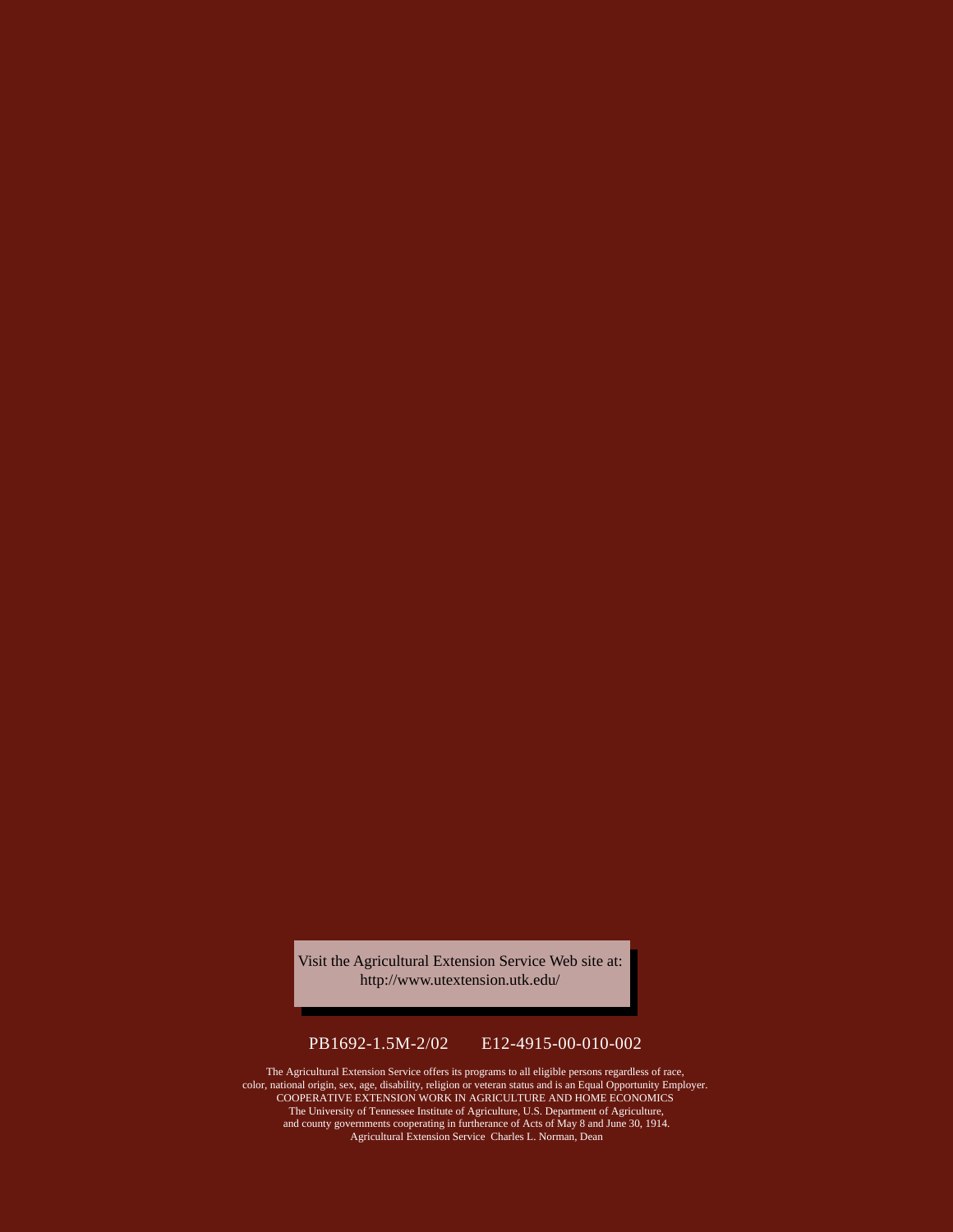Visit the Agricultural Extension Service Web site at:
http://www.utextension.utk.edu/

PB1692-1.5M-2/02 E12-4915-00-010-002

The Agricultural Extension Service offers its programs to all eligible persons regardless of race, color, national origin, sex, age, disability, religion or veteran status and is an Equal Opportunity Employer.
COOPERATIVE EXTENSION WORK IN AGRICULTURE AND HOME ECONOMICS
The University of Tennessee Institute of Agriculture, U.S. Department of Agriculture, and county governments cooperating in furtherance of Acts of May 8 and June 30, 1914.
Agricultural Extension Service Charles L. Norman, Dean